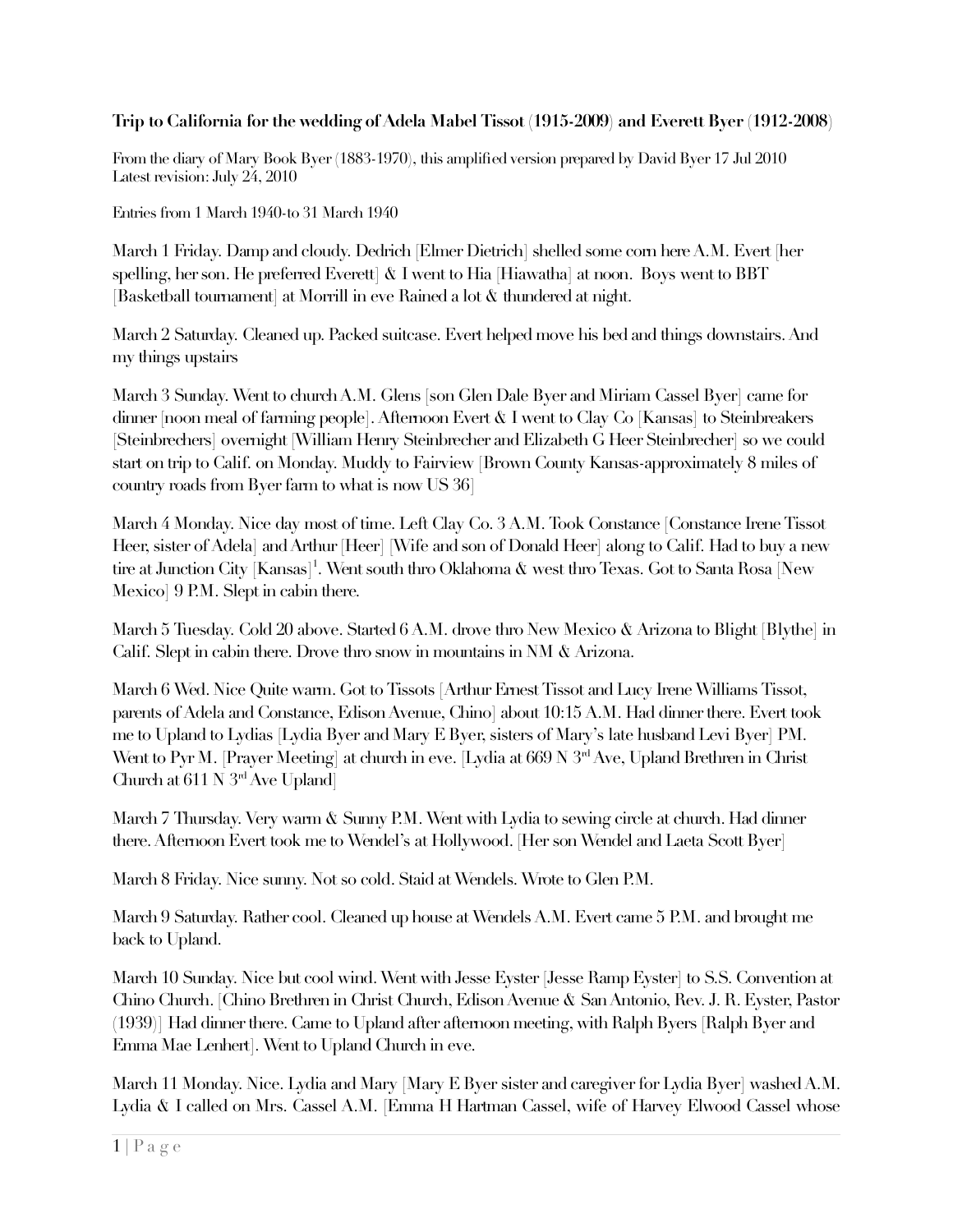**Trip to California for the wedding of Adela Mabel Tissot (1915-2009) and Everett Byer (1912-2008)**

From the diary of Mary Book Byer (1883-1970), this amplified version prepared by David Byer 17 Jul 2010
Latest revision: July 24, 2010

Entries from 1 March 1940-to 31 March 1940

March 1 Friday. Damp and cloudy. Dedrich [Elmer Dietrich] shelled some corn here A.M. Evert [her spelling, her son. He preferred Everett] & I went to Hia [Hiawatha] at noon. Boys went to BBT [Basketball tournament] at Morrill in eve Rained a lot & thundered at night.

March 2 Saturday. Cleaned up. Packed suitcase. Evert helped move his bed and things downstairs. And my things upstairs

March 3 Sunday. Went to church A.M. Glens [son Glen Dale Byer and Miriam Cassel Byer] came for dinner [noon meal of farming people]. Afternoon Evert & I went to Clay Co [Kansas] to Steinbreakers [Steinbrechers] overnight [William Henry Steinbrecher and Elizabeth G Heer Steinbrecher] so we could start on trip to Calif. on Monday. Muddy to Fairview [Brown County Kansas-approximately 8 miles of country roads from Byer farm to what is now US 36]

March 4 Monday. Nice day most of time. Left Clay Co. 3 A.M. Took Constance [Constance Irene Tissot Heer, sister of Adela] and Arthur [Heer] [Wife and son of Donald Heer] along to Calif. Had to buy a new tire at Junction City [Kansas][1]. Went south thro Oklahoma & west thro Texas. Got to Santa Rosa [New Mexico] 9 P.M. Slept in cabin there.

March 5 Tuesday. Cold 20 above. Started 6 A.M. drove thro New Mexico & Arizona to Blight [Blythe] in Calif. Slept in cabin there. Drove thro snow in mountains in NM & Arizona.

March 6 Wed. Nice Quite warm. Got to Tissots [Arthur Ernest Tissot and Lucy Irene Williams Tissot, parents of Adela and Constance, Edison Avenue, Chino] about 10:15 A.M. Had dinner there. Evert took me to Upland to Lydias [Lydia Byer and Mary E Byer, sisters of Mary's late husband Levi Byer] PM. Went to Pyr M. [Prayer Meeting] at church in eve. [Lydia at 669 N 3rd Ave, Upland Brethren in Christ Church at 611 N 3rd Ave Upland]

March 7 Thursday. Very warm & Sunny P.M. Went with Lydia to sewing circle at church. Had dinner there. Afternoon Evert took me to Wendel's at Hollywood. [Her son Wendel and Laeta Scott Byer]

March 8 Friday. Nice sunny. Not so cold. Staid at Wendels. Wrote to Glen P.M.

March 9 Saturday. Rather cool. Cleaned up house at Wendels A.M. Evert came 5 P.M. and brought me back to Upland.

March 10 Sunday. Nice but cool wind. Went with Jesse Eyster [Jesse Ramp Eyster] to S.S. Convention at Chino Church. [Chino Brethren in Christ Church, Edison Avenue & San Antonio, Rev. J. R. Eyster, Pastor (1939)] Had dinner there. Came to Upland after afternoon meeting, with Ralph Byers [Ralph Byer and Emma Mae Lenhert]. Went to Upland Church in eve.

March 11 Monday. Nice. Lydia and Mary [Mary E Byer sister and caregiver for Lydia Byer] washed A.M. Lydia & I called on Mrs. Cassel A.M. [Emma H Hartman Cassel, wife of Harvey Elwood Cassel whose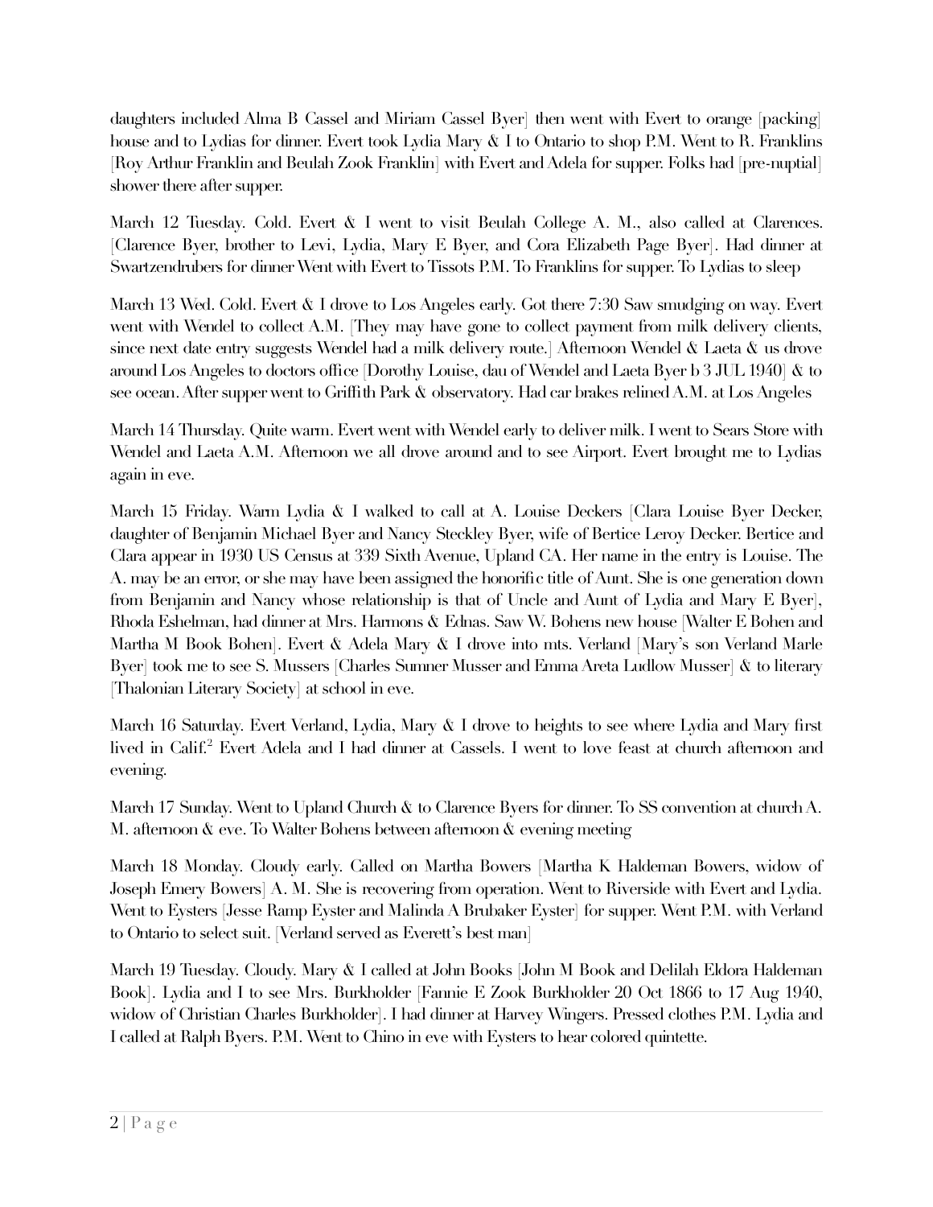daughters included Alma B Cassel and Miriam Cassel Byer] then went with Evert to orange [packing] house and to Lydias for dinner. Evert took Lydia Mary & I to Ontario to shop P.M. Went to R. Franklins [Roy Arthur Franklin and Beulah Zook Franklin] with Evert and Adela for supper. Folks had [pre-nuptial] shower there after supper.

March 12 Tuesday. Cold. Evert & I went to visit Beulah College A. M., also called at Clarences. [Clarence Byer, brother to Levi, Lydia, Mary E Byer, and Cora Elizabeth Page Byer]. Had dinner at Swartzendrubers for dinner Went with Evert to Tissots P.M. To Franklins for supper. To Lydias to sleep

March 13 Wed. Cold. Evert & I drove to Los Angeles early. Got there 7:30 Saw smudging on way. Evert went with Wendel to collect A.M. [They may have gone to collect payment from milk delivery clients, since next date entry suggests Wendel had a milk delivery route.] Afternoon Wendel & Laeta & us drove around Los Angeles to doctors office [Dorothy Louise, dau of Wendel and Laeta Byer b 3 JUL 1940] & to see ocean. After supper went to Griffith Park & observatory. Had car brakes relined A.M. at Los Angeles

March 14 Thursday. Quite warm. Evert went with Wendel early to deliver milk. I went to Sears Store with Wendel and Laeta A.M. Afternoon we all drove around and to see Airport. Evert brought me to Lydias again in eve.

March 15 Friday. Warm Lydia & I walked to call at A. Louise Deckers [Clara Louise Byer Decker, daughter of Benjamin Michael Byer and Nancy Steckley Byer, wife of Bertice Leroy Decker. Bertice and Clara appear in 1930 US Census at 339 Sixth Avenue, Upland CA. Her name in the entry is Louise. The A. may be an error, or she may have been assigned the honorific title of Aunt. She is one generation down from Benjamin and Nancy whose relationship is that of Uncle and Aunt of Lydia and Mary E Byer], Rhoda Eshelman, had dinner at Mrs. Harmons & Ednas. Saw W. Bohens new house [Walter E Bohen and Martha M Book Bohen]. Evert & Adela Mary & I drove into mts. Verland [Mary's son Verland Marle Byer] took me to see S. Mussers [Charles Sumner Musser and Emma Areta Ludlow Musser] & to literary [Thalonian Literary Society] at school in eve.

March 16 Saturday. Evert Verland, Lydia, Mary & I drove to heights to see where Lydia and Mary first lived in Calif.[2] Evert Adela and I had dinner at Cassels. I went to love feast at church afternoon and evening.

March 17 Sunday. Went to Upland Church & to Clarence Byers for dinner. To SS convention at church A. M. afternoon & eve. To Walter Bohens between afternoon & evening meeting

March 18 Monday. Cloudy early. Called on Martha Bowers [Martha K Haldeman Bowers, widow of Joseph Emery Bowers] A. M. She is recovering from operation. Went to Riverside with Evert and Lydia. Went to Eysters [Jesse Ramp Eyster and Malinda A Brubaker Eyster] for supper. Went P.M. with Verland to Ontario to select suit. [Verland served as Everett's best man]

March 19 Tuesday. Cloudy. Mary & I called at John Books [John M Book and Delilah Eldora Haldeman Book]. Lydia and I to see Mrs. Burkholder [Fannie E Zook Burkholder 20 Oct 1866 to 17 Aug 1940, widow of Christian Charles Burkholder]. I had dinner at Harvey Wingers. Pressed clothes P.M. Lydia and I called at Ralph Byers. P.M. Went to Chino in eve with Eysters to hear colored quintette.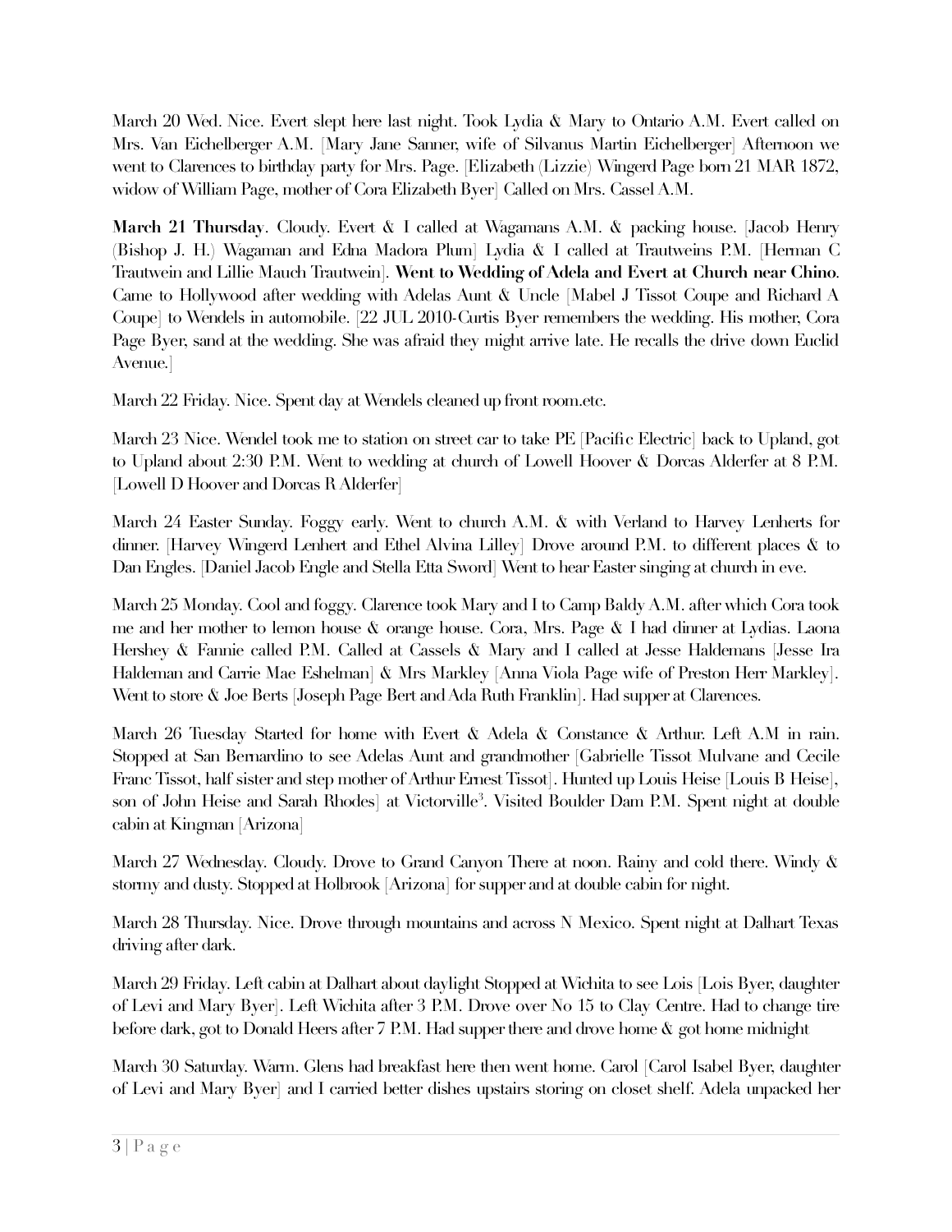March 20 Wed. Nice. Evert slept here last night. Took Lydia & Mary to Ontario A.M. Evert called on Mrs. Van Eichelberger A.M. [Mary Jane Sanner, wife of Silvanus Martin Eichelberger] Afternoon we went to Clarences to birthday party for Mrs. Page. [Elizabeth (Lizzie) Wingerd Page born 21 MAR 1872, widow of William Page, mother of Cora Elizabeth Byer] Called on Mrs. Cassel A.M.

**March 21 Thursday**. Cloudy. Evert & I called at Wagamans A.M. & packing house. [Jacob Henry (Bishop J. H.) Wagaman and Edna Madora Plum] Lydia & I called at Trautweins P.M. [Herman C Trautwein and Lillie Mauch Trautwein]. **Went to Wedding of Adela and Evert at Church near Chino**. Came to Hollywood after wedding with Adelas Aunt & Uncle [Mabel J Tissot Coupe and Richard A Coupe] to Wendels in automobile. [22 JUL 2010-Curtis Byer remembers the wedding. His mother, Cora Page Byer, sand at the wedding. She was afraid they might arrive late. He recalls the drive down Euclid Avenue.]

March 22 Friday. Nice. Spent day at Wendels cleaned up front room.etc.

March 23 Nice. Wendel took me to station on street car to take PE [Pacific Electric] back to Upland, got to Upland about 2:30 P.M. Went to wedding at church of Lowell Hoover & Dorcas Alderfer at 8 P.M. [Lowell D Hoover and Dorcas R Alderfer]

March 24 Easter Sunday. Foggy early. Went to church A.M. & with Verland to Harvey Lenherts for dinner. [Harvey Wingerd Lenhert and Ethel Alvina Lilley] Drove around P.M. to different places & to Dan Engles. [Daniel Jacob Engle and Stella Etta Sword] Went to hear Easter singing at church in eve.

March 25 Monday. Cool and foggy. Clarence took Mary and I to Camp Baldy A.M. after which Cora took me and her mother to lemon house & orange house. Cora, Mrs. Page & I had dinner at Lydias. Laona Hershey & Fannie called P.M. Called at Cassels & Mary and I called at Jesse Haldemans [Jesse Ira Haldeman and Carrie Mae Eshelman] & Mrs Markley [Anna Viola Page wife of Preston Herr Markley]. Went to store & Joe Berts [Joseph Page Bert and Ada Ruth Franklin]. Had supper at Clarences.

March 26 Tuesday Started for home with Evert & Adela & Constance & Arthur. Left A.M in rain. Stopped at San Bernardino to see Adelas Aunt and grandmother [Gabrielle Tissot Mulvane and Cecile Franc Tissot, half sister and step mother of Arthur Ernest Tissot]. Hunted up Louis Heise [Louis B Heise], son of John Heise and Sarah Rhodes] at Victorville[3]. Visited Boulder Dam P.M. Spent night at double cabin at Kingman [Arizona]

March 27 Wednesday. Cloudy. Drove to Grand Canyon There at noon. Rainy and cold there. Windy & stormy and dusty. Stopped at Holbrook [Arizona] for supper and at double cabin for night.

March 28 Thursday. Nice. Drove through mountains and across N Mexico. Spent night at Dalhart Texas driving after dark.

March 29 Friday. Left cabin at Dalhart about daylight Stopped at Wichita to see Lois [Lois Byer, daughter of Levi and Mary Byer]. Left Wichita after 3 P.M. Drove over No 15 to Clay Centre. Had to change tire before dark, got to Donald Heers after 7 P.M. Had supper there and drove home & got home midnight

March 30 Saturday. Warm. Glens had breakfast here then went home. Carol [Carol Isabel Byer, daughter of Levi and Mary Byer] and I carried better dishes upstairs storing on closet shelf. Adela unpacked her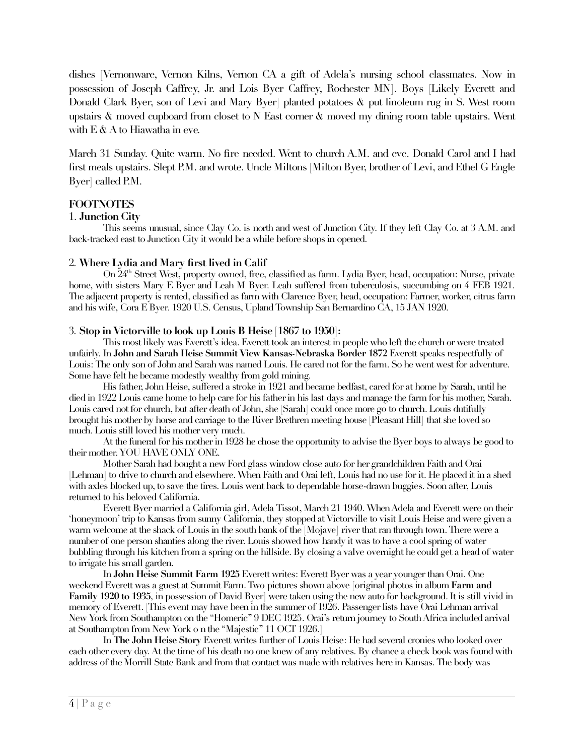dishes [Vernonware, Vernon Kilns, Vernon CA a gift of Adela's nursing school classmates. Now in possession of Joseph Caffrey, Jr. and Lois Byer Caffrey, Rochester MN]. Boys [Likely Everett and Donald Clark Byer, son of Levi and Mary Byer] planted potatoes & put linoleum rug in S. West room upstairs & moved cupboard from closet to N East corner & moved my dining room table upstairs. Went with E & A to Hiawatha in eve.

March 31 Sunday. Quite warm. No fire needed. Went to church A.M. and eve. Donald Carol and I had first meals upstairs. Slept P.M. and wrote. Uncle Miltons [Milton Byer, brother of Levi, and Ethel G Engle Byer] called P.M.

**FOOTNOTES**

1. **Junction City**

This seems unusual, since Clay Co. is north and west of Junction City. If they left Clay Co. at 3 A.M. and back-tracked east to Junction City it would be a while before shops in opened.

2. **Where Lydia and Mary first lived in Calif**

On 24th Street West, property owned, free, classified as farm. Lydia Byer, head, occupation: Nurse, private home, with sisters Mary E Byer and Leah M Byer. Leah suffered from tuberculosis, succumbing on 4 FEB 1921. The adjacent property is rented, classified as farm with Clarence Byer, head, occupation: Farmer, worker, citrus farm and his wife, Cora E Byer. 1920 U.S. Census, Upland Township San Bernardino CA, 15 JAN 1920.

3. **Stop in Victorville to look up Louis B Heise** [1867 to 1950]:

This most likely was Everett's idea. Everett took an interest in people who left the church or were treated unfairly. In **John and Sarah Heise Summit View Kansas-Nebraska Border 1872** Everett speaks respectfully of Louis: The only son of John and Sarah was named Louis. He cared not for the farm. So he went west for adventure. Some have felt he became modestly wealthy from gold mining.

His father, John Heise, suffered a stroke in 1921 and became bedfast, cared for at home by Sarah, until he died in 1922 Louis came home to help care for his father in his last days and manage the farm for his mother, Sarah. Louis cared not for church, but after death of John, she [Sarah] could once more go to church. Louis dutifully brought his mother by horse and carriage to the River Brethren meeting house [Pleasant Hill] that she loved so much. Louis still loved his mother very much.

At the funeral for his mother in 1928 he chose the opportunity to advise the Byer boys to always be good to their mother. YOU HAVE ONLY ONE.

Mother Sarah had bought a new Ford glass window close auto for her grandchildren Faith and Orai [Lehman] to drive to church and elsewhere. When Faith and Orai left, Louis had no use for it. He placed it in a shed with axles blocked up, to save the tires. Louis went back to dependable horse-drawn buggies. Soon after, Louis returned to his beloved California.

Everett Byer married a California girl, Adela Tissot, March 21 1940. When Adela and Everett were on their 'honeymoon' trip to Kansas from sunny California, they stopped at Victorville to visit Louis Heise and were given a warm welcome at the shack of Louis in the south bank of the [Mojave] river that ran through town. There were a number of one person shanties along the river. Louis showed how handy it was to have a cool spring of water bubbling through his kitchen from a spring on the hillside. By closing a valve overnight he could get a head of water to irrigate his small garden.

In **John Heise Summit Farm 1925** Everett writes: Everett Byer was a year younger than Orai. One weekend Everett was a guest at Summit Farm. Two pictures shown above [original photos in album **Farm and Family 1920 to 1935**, in possession of David Byer] were taken using the new auto for background. It is still vivid in memory of Everett. [This event may have been in the summer of 1926. Passenger lists have Orai Lehman arrival New York from Southampton on the "Homeric" 9 DEC 1925. Orai's return journey to South Africa included arrival at Southampton from New York o n the "Majestic" 11 OCT 1926.]

In **The John Heise Story** Everett writes further of Louis Heise: He had several cronies who looked over each other every day. At the time of his death no one knew of any relatives. By chance a check book was found with address of the Morrill State Bank and from that contact was made with relatives here in Kansas. The body was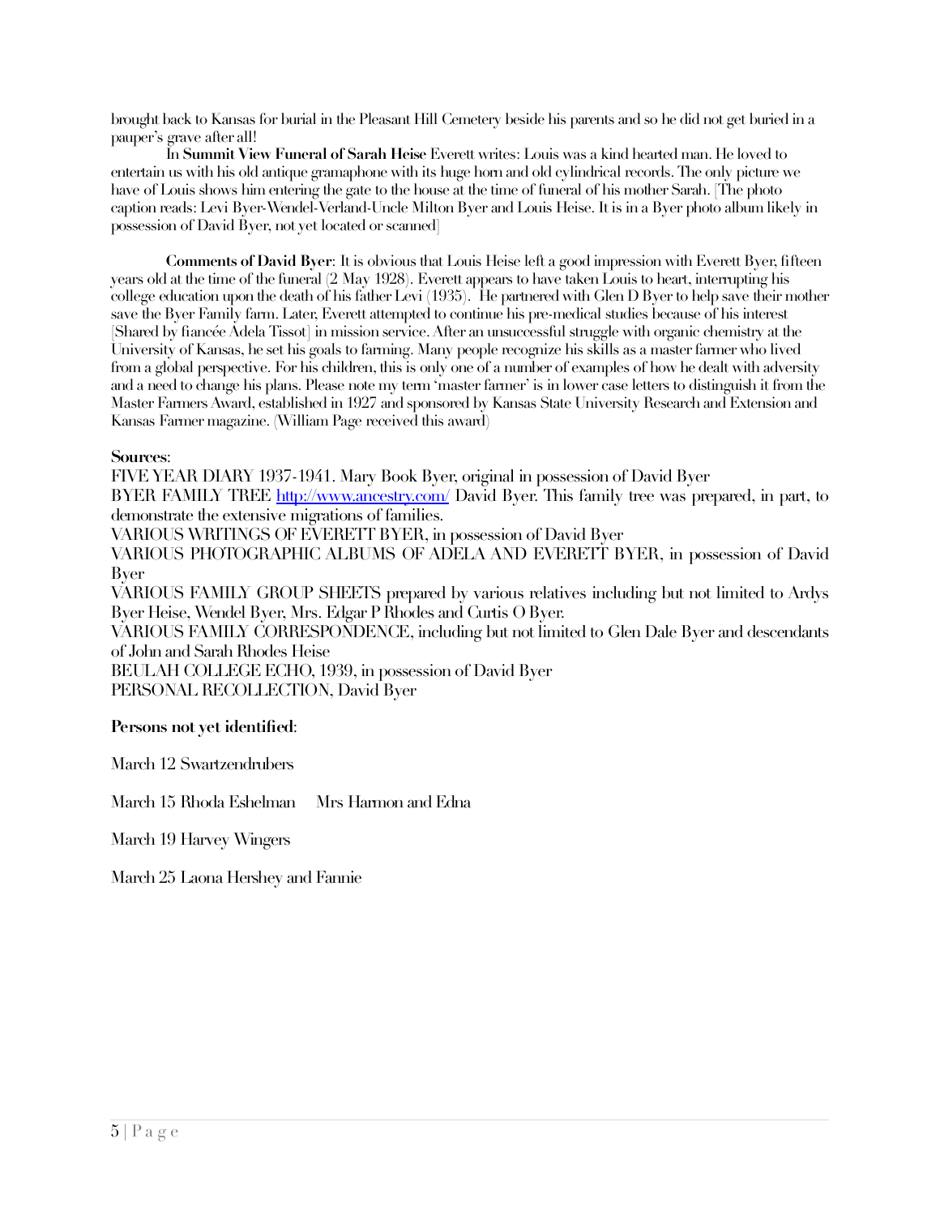brought back to Kansas for burial in the Pleasant Hill Cemetery beside his parents and so he did not get buried in a pauper's grave after all!

In **Summit View Funeral of Sarah Heise** Everett writes: Louis was a kind hearted man. He loved to entertain us with his old antique gramaphone with its huge horn and old cylindrical records. The only picture we have of Louis shows him entering the gate to the house at the time of funeral of his mother Sarah. [The photo caption reads: Levi Byer-Wendel-Verland-Uncle Milton Byer and Louis Heise. It is in a Byer photo album likely in possession of David Byer, not yet located or scanned]

**Comments of David Byer**: It is obvious that Louis Heise left a good impression with Everett Byer, fifteen years old at the time of the funeral (2 May 1928). Everett appears to have taken Louis to heart, interrupting his college education upon the death of his father Levi (1935). He partnered with Glen D Byer to help save their mother save the Byer Family farm. Later, Everett attempted to continue his pre-medical studies because of his interest [Shared by fiancée Adela Tissot] in mission service. After an unsuccessful struggle with organic chemistry at the University of Kansas, he set his goals to farming. Many people recognize his skills as a master farmer who lived from a global perspective. For his children, this is only one of a number of examples of how he dealt with adversity and a need to change his plans. Please note my term 'master farmer' is in lower case letters to distinguish it from the Master Farmers Award, established in 1927 and sponsored by Kansas State University Research and Extension and Kansas Farmer magazine. (William Page received this award)

**Sources**:

FIVE YEAR DIARY 1937-1941. Mary Book Byer, original in possession of David Byer

BYER FAMILY TREE http://www.ancestry.com/ David Byer. This family tree was prepared, in part, to demonstrate the extensive migrations of families.

VARIOUS WRITINGS OF EVERETT BYER, in possession of David Byer

VARIOUS PHOTOGRAPHIC ALBUMS OF ADELA AND EVERETT BYER, in possession of David Byer

VARIOUS FAMILY GROUP SHEETS prepared by various relatives including but not limited to Ardys Byer Heise, Wendel Byer, Mrs. Edgar P Rhodes and Curtis O Byer.

VARIOUS FAMILY CORRESPONDENCE, including but not limited to Glen Dale Byer and descendants of John and Sarah Rhodes Heise

BEULAH COLLEGE ECHO, 1939, in possession of David Byer

PERSONAL RECOLLECTION, David Byer

**Persons not yet identified**:

March 12 Swartzendrubers

March 15 Rhoda Eshelman Mrs Harmon and Edna

March 19 Harvey Wingers

March 25 Laona Hershey and Fannie